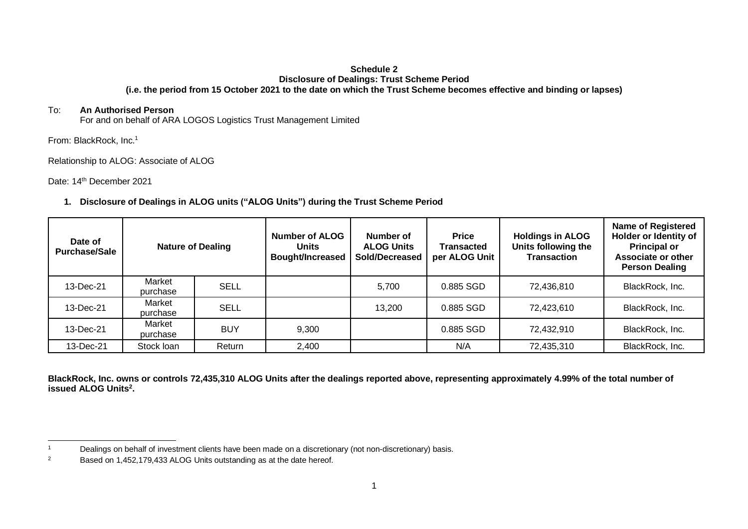**Schedule 2**
**Disclosure of Dealings: Trust Scheme Period**
**(i.e. the period from 15 October 2021 to the date on which the Trust Scheme becomes effective and binding or lapses)**

To: **An Authorised Person**
For and on behalf of ARA LOGOS Logistics Trust Management Limited

From: BlackRock, Inc.[1]

Relationship to ALOG: Associate of ALOG

Date: 14th December 2021

**1. Disclosure of Dealings in ALOG units ("ALOG Units") during the Trust Scheme Period**

| Date of Purchase/Sale | Nature of Dealing | | Number of ALOG Units Bought/Increased | Number of ALOG Units Sold/Decreased | Price Transacted per ALOG Unit | Holdings in ALOG Units following the Transaction | Name of Registered Holder or Identity of Principal or Associate or other Person Dealing |
|---|---|---|---|---|---|---|---|
| 13-Dec-21 | Market purchase | SELL | | 5,700 | 0.885 SGD | 72,436,810 | BlackRock, Inc. |
| 13-Dec-21 | Market purchase | SELL | | 13,200 | 0.885 SGD | 72,423,610 | BlackRock, Inc. |
| 13-Dec-21 | Market purchase | BUY | 9,300 | | 0.885 SGD | 72,432,910 | BlackRock, Inc. |
| 13-Dec-21 | Stock loan | Return | 2,400 | | N/A | 72,435,310 | BlackRock, Inc. |

**BlackRock, Inc. owns or controls 72,435,310 ALOG Units after the dealings reported above, representing approximately 4.99% of the total number of issued ALOG Units[2].**

[1] Dealings on behalf of investment clients have been made on a discretionary (not non-discretionary) basis.

[2] Based on 1,452,179,433 ALOG Units outstanding as at the date hereof.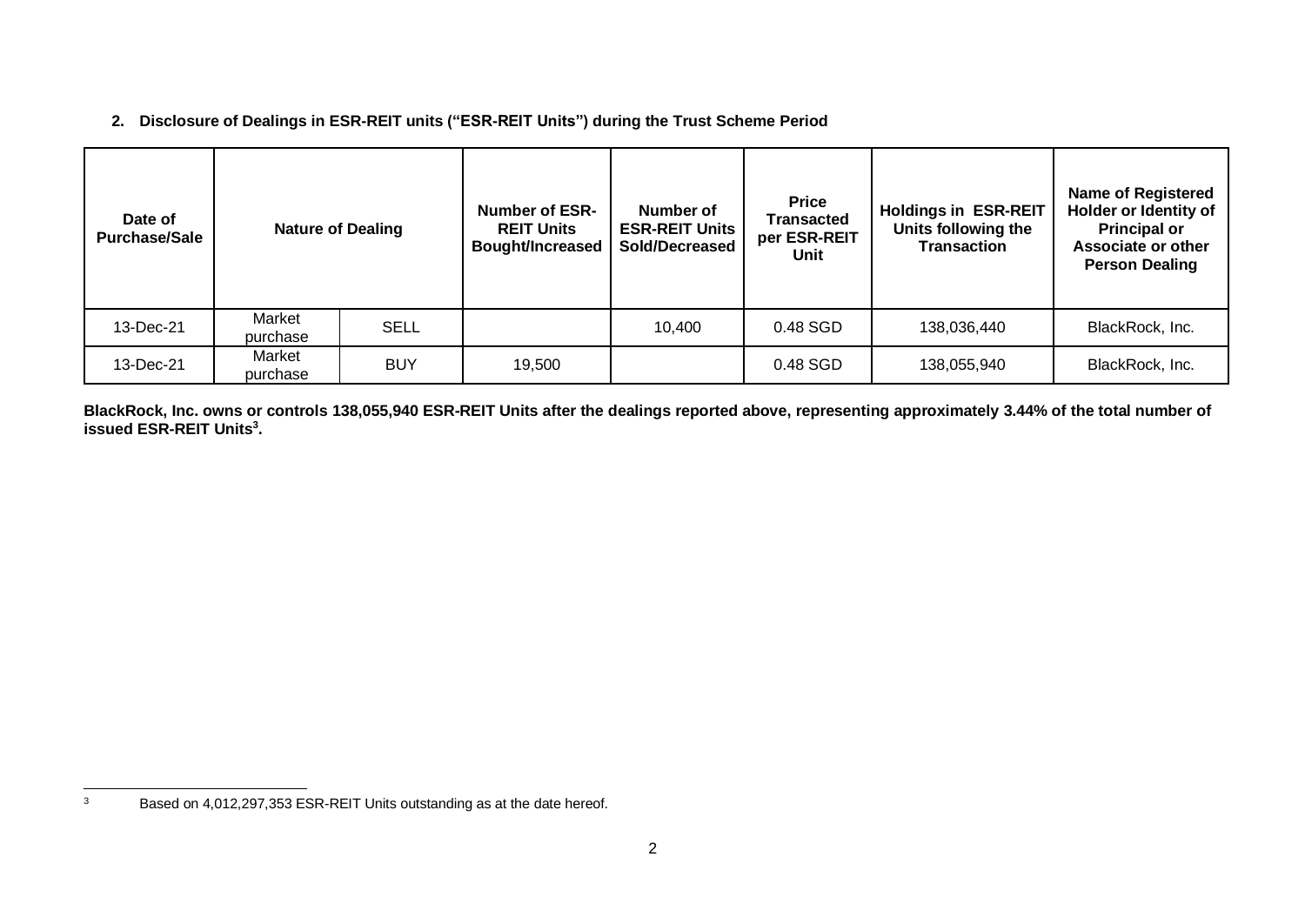**2. Disclosure of Dealings in ESR-REIT units ("ESR-REIT Units") during the Trust Scheme Period**

| Date of Purchase/Sale | Nature of Dealing | | Number of ESR-REIT Units Bought/Increased | Number of ESR-REIT Units Sold/Decreased | Price Transacted per ESR-REIT Unit | Holdings in ESR-REIT Units following the Transaction | Name of Registered Holder or Identity of Principal or Associate or other Person Dealing |
|---|---|---|---|---|---|---|---|
| 13-Dec-21 | Market purchase | SELL | | 10,400 | 0.48 SGD | 138,036,440 | BlackRock, Inc. |
| 13-Dec-21 | Market purchase | BUY | 19,500 | | 0.48 SGD | 138,055,940 | BlackRock, Inc. |

**BlackRock, Inc. owns or controls 138,055,940 ESR-REIT Units after the dealings reported above, representing approximately 3.44% of the total number of issued ESR-REIT Units[3].**

[3] Based on 4,012,297,353 ESR-REIT Units outstanding as at the date hereof.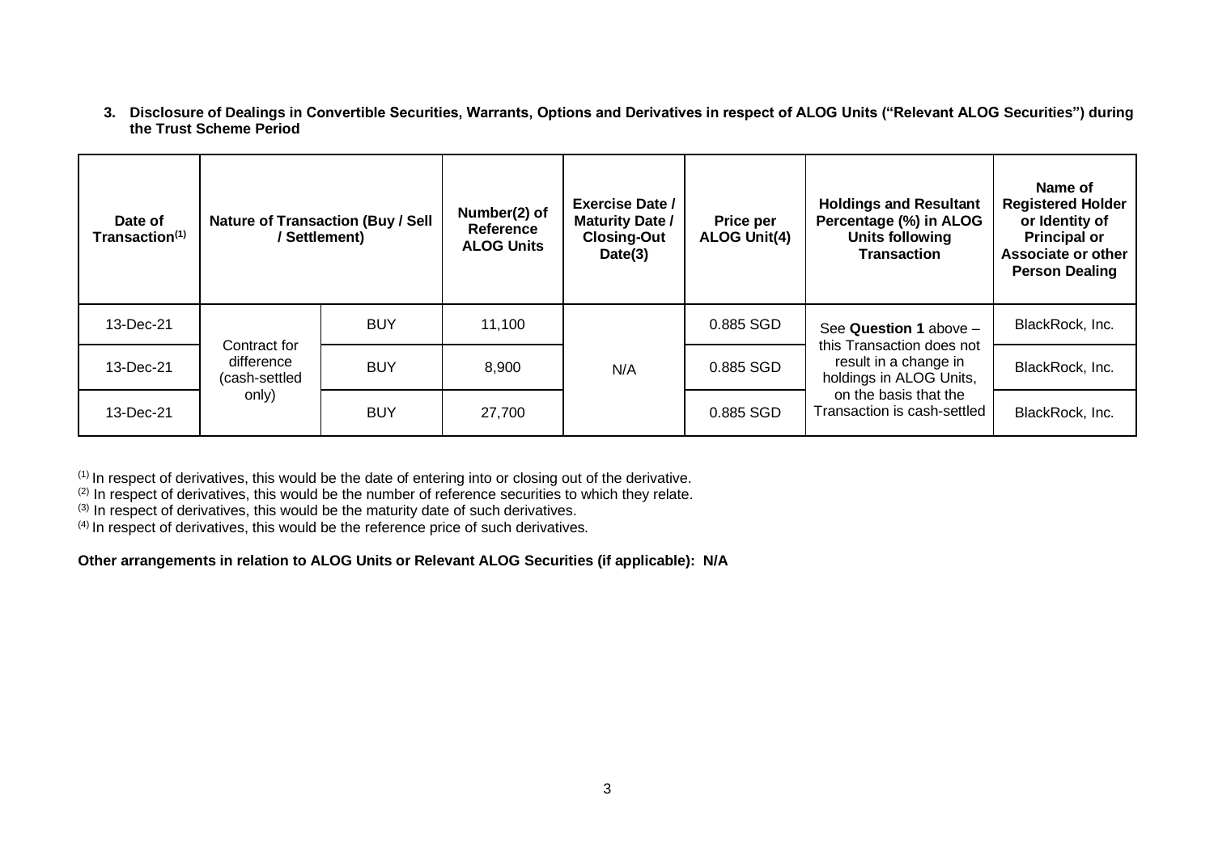**3. Disclosure of Dealings in Convertible Securities, Warrants, Options and Derivatives in respect of ALOG Units ("Relevant ALOG Securities") during the Trust Scheme Period**

| Date of Transaction[(1)] | Nature of Transaction (Buy / Sell / Settlement) | | Number(2) of Reference ALOG Units | Exercise Date / Maturity Date / Closing-Out Date(3) | Price per ALOG Unit(4) | Holdings and Resultant Percentage (%) in ALOG Units following Transaction | Name of Registered Holder or Identity of Principal or Associate or other Person Dealing |
|---|---|---|---|---|---|---|---|
| 13-Dec-21 | Contract for difference (cash-settled only) | BUY | 11,100 | N/A | 0.885 SGD | See **Question 1** above – this Transaction does not result in a change in holdings in ALOG Units, on the basis that the Transaction is cash-settled | BlackRock, Inc. |
| 13-Dec-21 | | BUY | 8,900 | | 0.885 SGD | | BlackRock, Inc. |
| 13-Dec-21 | | BUY | 27,700 | | 0.885 SGD | | BlackRock, Inc. |

(1) In respect of derivatives, this would be the date of entering into or closing out of the derivative.
(2) In respect of derivatives, this would be the number of reference securities to which they relate.
(3) In respect of derivatives, this would be the maturity date of such derivatives.
(4) In respect of derivatives, this would be the reference price of such derivatives.

**Other arrangements in relation to ALOG Units or Relevant ALOG Securities (if applicable): N/A**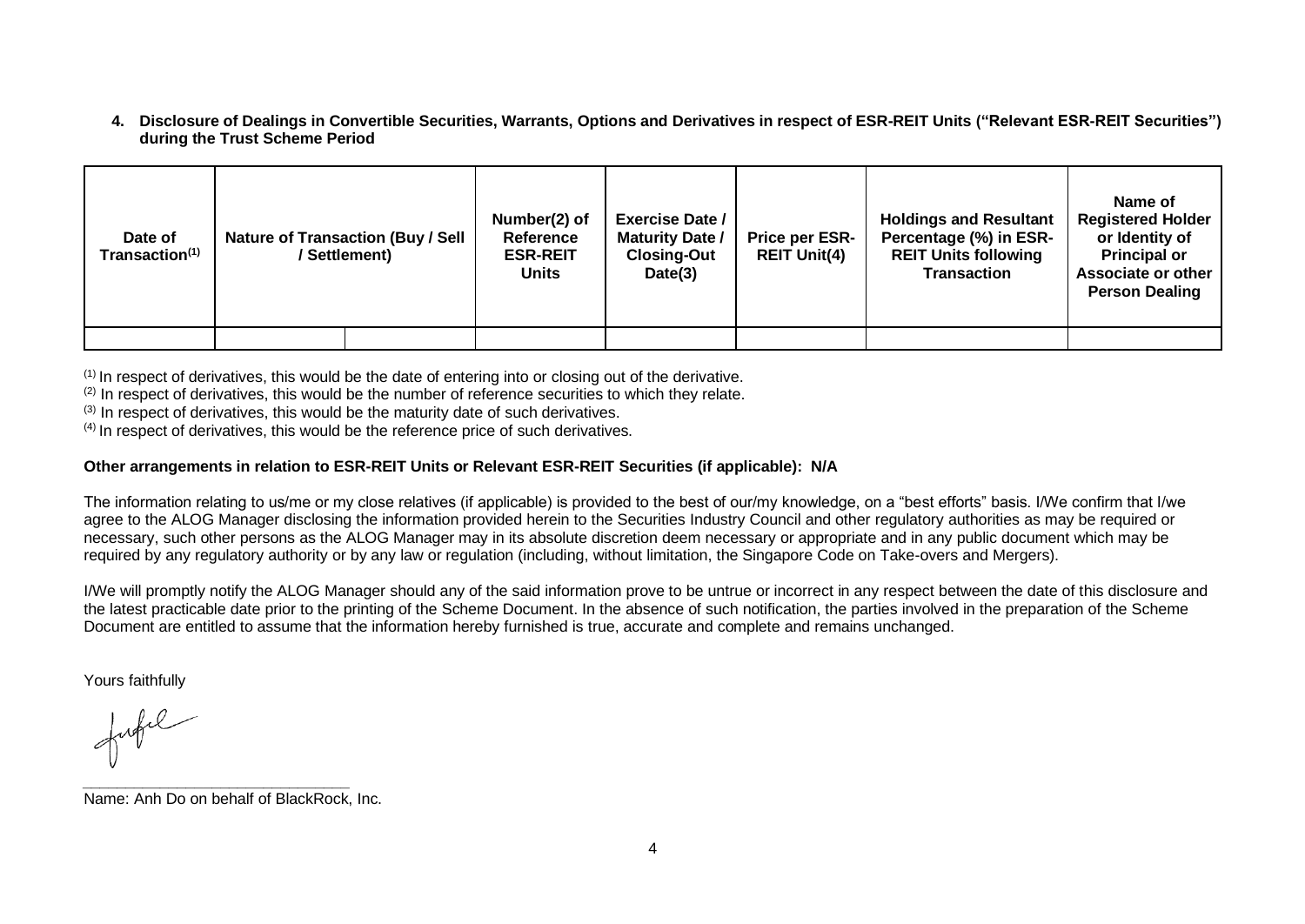**4. Disclosure of Dealings in Convertible Securities, Warrants, Options and Derivatives in respect of ESR-REIT Units ("Relevant ESR-REIT Securities") during the Trust Scheme Period**

| Date of Transaction[(1)] | Nature of Transaction (Buy / Sell / Settlement) | | Number(2) of Reference ESR-REIT Units | Exercise Date / Maturity Date / Closing-Out Date(3) | Price per ESR-REIT Unit(4) | Holdings and Resultant Percentage (%) in ESR-REIT Units following Transaction | Name of Registered Holder or Identity of Principal or Associate or other Person Dealing |
|---|---|---|---|---|---|---|---|
| | | | | | | | |

[(1)] In respect of derivatives, this would be the date of entering into or closing out of the derivative.
[(2)] In respect of derivatives, this would be the number of reference securities to which they relate.
[(3)] In respect of derivatives, this would be the maturity date of such derivatives.
[(4)] In respect of derivatives, this would be the reference price of such derivatives.

**Other arrangements in relation to ESR-REIT Units or Relevant ESR-REIT Securities (if applicable): N/A**

The information relating to us/me or my close relatives (if applicable) is provided to the best of our/my knowledge, on a "best efforts" basis. I/We confirm that I/we agree to the ALOG Manager disclosing the information provided herein to the Securities Industry Council and other regulatory authorities as may be required or necessary, such other persons as the ALOG Manager may in its absolute discretion deem necessary or appropriate and in any public document which may be required by any regulatory authority or by any law or regulation (including, without limitation, the Singapore Code on Take-overs and Mergers).

I/We will promptly notify the ALOG Manager should any of the said information prove to be untrue or incorrect in any respect between the date of this disclosure and the latest practicable date prior to the printing of the Scheme Document. In the absence of such notification, the parties involved in the preparation of the Scheme Document are entitled to assume that the information hereby furnished is true, accurate and complete and remains unchanged.

Yours faithfully

\_\_\_\_\_\_\_\_\_\_\_\_\_\_\_\_\_\_\_\_\_\_\_\_\_\_\_\_\_\_\_\_

Name: Anh Do on behalf of BlackRock, Inc.